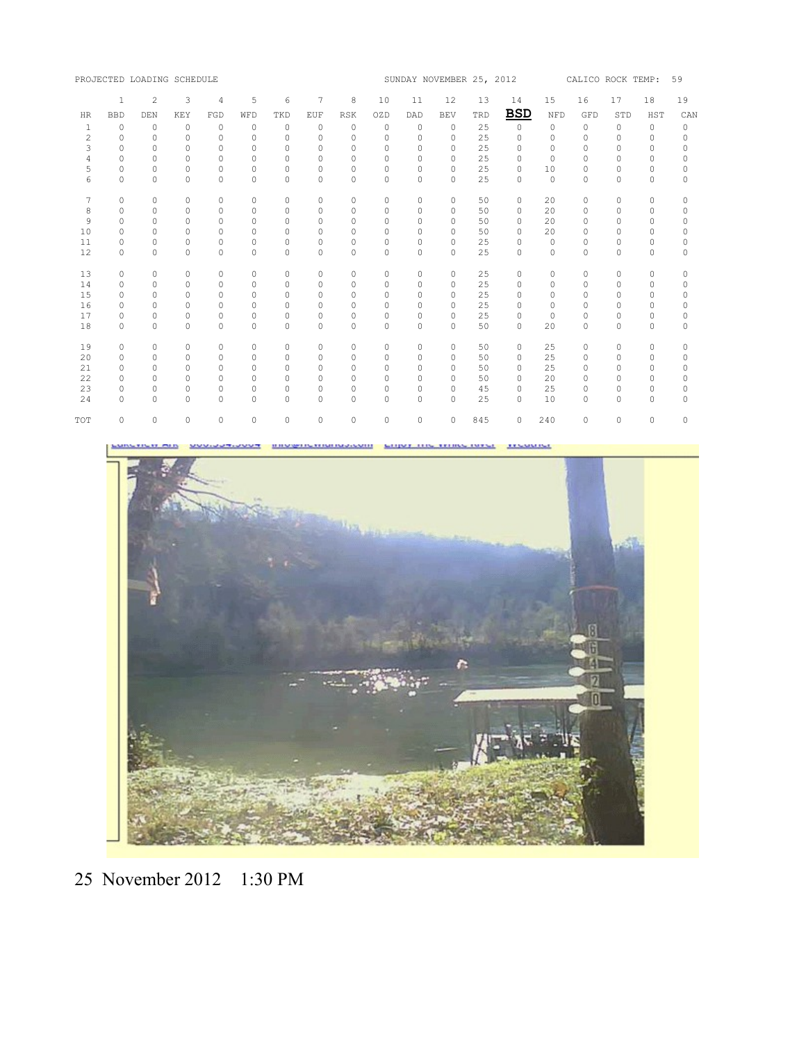PROJECTED LOADING SCHEDULE &nbsp;&nbsp;&nbsp;&nbsp; SUNDAY NOVEMBER 25, 2012 &nbsp;&nbsp;&nbsp;&nbsp; CALICO ROCK TEMP: 59

| | 1 | 2 | 3 | 4 | 5 | 6 | 7 | 8 | 10 | 11 | 12 | 13 | 14 | 15 | 16 | 17 | 18 | 19 |
|---|---|---|---|---|---|---|---|---|---|---|---|---|---|---|---|---|---|---|
| HR | BBD | DEN | KEY | FGD | WFD | TKD | EUF | RSK | OZD | DAD | BEV | TRD | **BSD** | NFD | GFD | STD | HST | CAN |
| 1 | 0 | 0 | 0 | 0 | 0 | 0 | 0 | 0 | 0 | 0 | 0 | 25 | 0 | 0 | 0 | 0 | 0 | 0 |
| 2 | 0 | 0 | 0 | 0 | 0 | 0 | 0 | 0 | 0 | 0 | 0 | 25 | 0 | 0 | 0 | 0 | 0 | 0 |
| 3 | 0 | 0 | 0 | 0 | 0 | 0 | 0 | 0 | 0 | 0 | 0 | 25 | 0 | 0 | 0 | 0 | 0 | 0 |
| 4 | 0 | 0 | 0 | 0 | 0 | 0 | 0 | 0 | 0 | 0 | 0 | 25 | 0 | 0 | 0 | 0 | 0 | 0 |
| 5 | 0 | 0 | 0 | 0 | 0 | 0 | 0 | 0 | 0 | 0 | 0 | 25 | 0 | 10 | 0 | 0 | 0 | 0 |
| 6 | 0 | 0 | 0 | 0 | 0 | 0 | 0 | 0 | 0 | 0 | 0 | 25 | 0 | 0 | 0 | 0 | 0 | 0 |
| 7 | 0 | 0 | 0 | 0 | 0 | 0 | 0 | 0 | 0 | 0 | 0 | 50 | 0 | 20 | 0 | 0 | 0 | 0 |
| 8 | 0 | 0 | 0 | 0 | 0 | 0 | 0 | 0 | 0 | 0 | 0 | 50 | 0 | 20 | 0 | 0 | 0 | 0 |
| 9 | 0 | 0 | 0 | 0 | 0 | 0 | 0 | 0 | 0 | 0 | 0 | 50 | 0 | 20 | 0 | 0 | 0 | 0 |
| 10 | 0 | 0 | 0 | 0 | 0 | 0 | 0 | 0 | 0 | 0 | 0 | 50 | 0 | 20 | 0 | 0 | 0 | 0 |
| 11 | 0 | 0 | 0 | 0 | 0 | 0 | 0 | 0 | 0 | 0 | 0 | 25 | 0 | 0 | 0 | 0 | 0 | 0 |
| 12 | 0 | 0 | 0 | 0 | 0 | 0 | 0 | 0 | 0 | 0 | 0 | 25 | 0 | 0 | 0 | 0 | 0 | 0 |
| 13 | 0 | 0 | 0 | 0 | 0 | 0 | 0 | 0 | 0 | 0 | 0 | 25 | 0 | 0 | 0 | 0 | 0 | 0 |
| 14 | 0 | 0 | 0 | 0 | 0 | 0 | 0 | 0 | 0 | 0 | 0 | 25 | 0 | 0 | 0 | 0 | 0 | 0 |
| 15 | 0 | 0 | 0 | 0 | 0 | 0 | 0 | 0 | 0 | 0 | 0 | 25 | 0 | 0 | 0 | 0 | 0 | 0 |
| 16 | 0 | 0 | 0 | 0 | 0 | 0 | 0 | 0 | 0 | 0 | 0 | 25 | 0 | 0 | 0 | 0 | 0 | 0 |
| 17 | 0 | 0 | 0 | 0 | 0 | 0 | 0 | 0 | 0 | 0 | 0 | 25 | 0 | 0 | 0 | 0 | 0 | 0 |
| 18 | 0 | 0 | 0 | 0 | 0 | 0 | 0 | 0 | 0 | 0 | 0 | 50 | 0 | 20 | 0 | 0 | 0 | 0 |
| 19 | 0 | 0 | 0 | 0 | 0 | 0 | 0 | 0 | 0 | 0 | 0 | 50 | 0 | 25 | 0 | 0 | 0 | 0 |
| 20 | 0 | 0 | 0 | 0 | 0 | 0 | 0 | 0 | 0 | 0 | 0 | 50 | 0 | 25 | 0 | 0 | 0 | 0 |
| 21 | 0 | 0 | 0 | 0 | 0 | 0 | 0 | 0 | 0 | 0 | 0 | 50 | 0 | 25 | 0 | 0 | 0 | 0 |
| 22 | 0 | 0 | 0 | 0 | 0 | 0 | 0 | 0 | 0 | 0 | 0 | 50 | 0 | 20 | 0 | 0 | 0 | 0 |
| 23 | 0 | 0 | 0 | 0 | 0 | 0 | 0 | 0 | 0 | 0 | 0 | 45 | 0 | 25 | 0 | 0 | 0 | 0 |
| 24 | 0 | 0 | 0 | 0 | 0 | 0 | 0 | 0 | 0 | 0 | 0 | 25 | 0 | 10 | 0 | 0 | 0 | 0 |
| TOT | 0 | 0 | 0 | 0 | 0 | 0 | 0 | 0 | 0 | 0 | 0 | 845 | 0 | 240 | 0 | 0 | 0 | 0 |

25 November 2012 &nbsp;&nbsp; 1:30 PM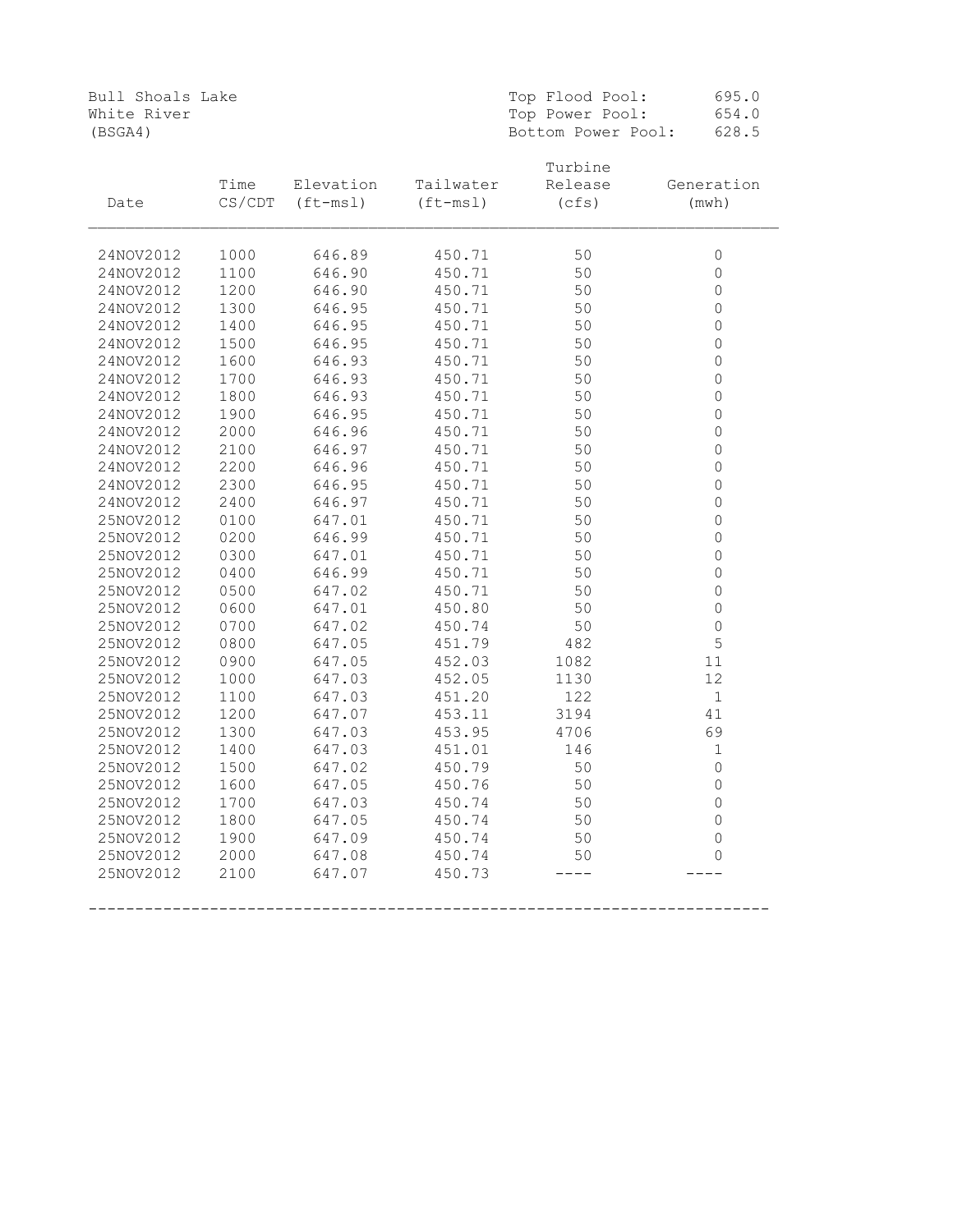Bull Shoals Lake
White River
(BSGA4)

Top Flood Pool: 695.0
Top Power Pool: 654.0
Bottom Power Pool: 628.5

| Date | Time CS/CDT | Elevation (ft-msl) | Tailwater (ft-msl) | Turbine Release (cfs) | Generation (mwh) |
|---|---|---|---|---|---|
| 24NOV2012 | 1000 | 646.89 | 450.71 | 50 | 0 |
| 24NOV2012 | 1100 | 646.90 | 450.71 | 50 | 0 |
| 24NOV2012 | 1200 | 646.90 | 450.71 | 50 | 0 |
| 24NOV2012 | 1300 | 646.95 | 450.71 | 50 | 0 |
| 24NOV2012 | 1400 | 646.95 | 450.71 | 50 | 0 |
| 24NOV2012 | 1500 | 646.95 | 450.71 | 50 | 0 |
| 24NOV2012 | 1600 | 646.93 | 450.71 | 50 | 0 |
| 24NOV2012 | 1700 | 646.93 | 450.71 | 50 | 0 |
| 24NOV2012 | 1800 | 646.93 | 450.71 | 50 | 0 |
| 24NOV2012 | 1900 | 646.95 | 450.71 | 50 | 0 |
| 24NOV2012 | 2000 | 646.96 | 450.71 | 50 | 0 |
| 24NOV2012 | 2100 | 646.97 | 450.71 | 50 | 0 |
| 24NOV2012 | 2200 | 646.96 | 450.71 | 50 | 0 |
| 24NOV2012 | 2300 | 646.95 | 450.71 | 50 | 0 |
| 24NOV2012 | 2400 | 646.97 | 450.71 | 50 | 0 |
| 25NOV2012 | 0100 | 647.01 | 450.71 | 50 | 0 |
| 25NOV2012 | 0200 | 646.99 | 450.71 | 50 | 0 |
| 25NOV2012 | 0300 | 647.01 | 450.71 | 50 | 0 |
| 25NOV2012 | 0400 | 646.99 | 450.71 | 50 | 0 |
| 25NOV2012 | 0500 | 647.02 | 450.71 | 50 | 0 |
| 25NOV2012 | 0600 | 647.01 | 450.80 | 50 | 0 |
| 25NOV2012 | 0700 | 647.02 | 450.74 | 50 | 0 |
| 25NOV2012 | 0800 | 647.05 | 451.79 | 482 | 5 |
| 25NOV2012 | 0900 | 647.05 | 452.03 | 1082 | 11 |
| 25NOV2012 | 1000 | 647.03 | 452.05 | 1130 | 12 |
| 25NOV2012 | 1100 | 647.03 | 451.20 | 122 | 1 |
| 25NOV2012 | 1200 | 647.07 | 453.11 | 3194 | 41 |
| 25NOV2012 | 1300 | 647.03 | 453.95 | 4706 | 69 |
| 25NOV2012 | 1400 | 647.03 | 451.01 | 146 | 1 |
| 25NOV2012 | 1500 | 647.02 | 450.79 | 50 | 0 |
| 25NOV2012 | 1600 | 647.05 | 450.76 | 50 | 0 |
| 25NOV2012 | 1700 | 647.03 | 450.74 | 50 | 0 |
| 25NOV2012 | 1800 | 647.05 | 450.74 | 50 | 0 |
| 25NOV2012 | 1900 | 647.09 | 450.74 | 50 | 0 |
| 25NOV2012 | 2000 | 647.08 | 450.74 | 50 | 0 |
| 25NOV2012 | 2100 | 647.07 | 450.73 | ---- | ---- |